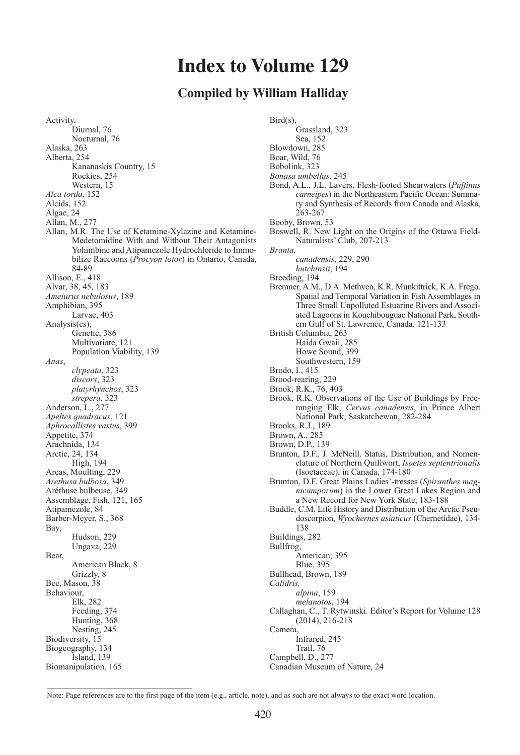# Index to Volume 129

## Compiled by William Halliday

Activity,
- Diurnal, 76
- Nocturnal, 76

Alaska, 263
Alberta, 254
- Kananaskis Country, 15
- Rockies, 254
- Western, 15

*Alca torda*, 152
Alcids, 152
Algae, 24
Allan, M., 277
Allan, M.R. The Use of Ketamine-Xylazine and Ketamine-Medetomidine With and Without Their Antagonists Yohimbine and Atipamezole Hydrochloride to Immobilize Raccoons (*Procyon lotor*) in Ontario, Canada, 84-89
Allison, E., 418
Alvar, 38, 45, 183
*Ameiurus nebulosus*, 189
Amphibian, 395
- Larvae, 403

Analysis(es),
- Genetic, 386
- Multivariate, 121
- Population Viability, 139

*Anas*,
- *clypeata*, 323
- *discors*, 323
- *platyrhynchos*, 323
- *strepera*, 323

Anderson, L., 277
*Apeltes quadracus*, 121
*Aphrocallistes vastus*, 399
Appetite, 374
Arachnida, 134
Arctic, 24, 134
- High, 194

Areas, Moulting, 229
*Arethusa bulbosa*, 349
Aréthuse bulbeuse, 349
Assemblage, Fish, 121, 165
Atipamezole, 84
Barber-Meyer, S., 368
Bay,
- Hudson, 229
- Ungava, 229

Bear,
- American Black, 8
- Grizzly, 8

Bee, Mason, 38
Behaviour,
- Elk, 282
- Feeding, 374
- Hunting, 368
- Nesting, 245

Biodiversity, 15
Biogeography, 134
- Island, 139

Biomanipulation, 165
Bird(s),
- Grassland, 323
- Sea, 152

Blowdown, 285
Boar, Wild, 76
Bobolink, 323
*Bonasa umbellus*, 245
Bond, A.L., J.L. Lavers. Flesh-footed Shearwaters (*Puffinus carneipes*) in the Northeastern Pacific Ocean: Summary and Synthesis of Records from Canada and Alaska, 263-267
Booby, Brown, 53
Boswell, R. New Light on the Origins of the Ottawa Field-Naturalists' Club, 207-213
*Branta*,
- *canadensis*, 229, 290
- *hutchinsii*, 194

Breeding, 194
Bremner, A.M., D.A. Methven, K.R. Munkittrick, K.A. Frego. Spatial and Temporal Variation in Fish Assemblages in Three Small Unpolluted Estuarine Rivers and Associated Lagoons in Kouchibouguac National Park, Southern Gulf of St. Lawrence, Canada, 121-133
British Columbia, 263
- Haida Gwaii, 285
- Howe Sound, 399
- Southwestern, 159

Brodo, I., 415
Brood-rearing, 229
Brook, R.K., 76, 403
Brook, R.K. Observations of the Use of Buildings by Free-ranging Elk, *Cervus canadensis*, in Prince Albert National Park, Saskatchewan, 282-284
Brooks, R.J., 189
Brown, A., 285
Brown, D.P., 139
Brunton, D.F., J. McNeill. Status, Distribution, and Nomenclature of Northern Quillwort, *Isoetes septentrionalis* (Isoetaceae), in Canada, 174-180
Brunton, D.F. Great Plains Ladies'-tresses (*Spiranthes magnicamporum*) in the Lower Great Lakes Region and a New Record for New York State, 183-188
Buddle, C.M. Life History and Distribution of the Arctic Pseudoscorpion, *Wyochernes asiaticus* (Chernetidae), 134-138
Buildings, 282
Bullfrog,
- American, 395
- Blue, 395

Bullhead, Brown, 189
*Calidris*,
- *alpina*, 159
- *melanotos*, 194

Callaghan, C., T. Rytwinski. Editor's Report for Volume 128 (2014), 216-218
Camera,
- Infrared, 245
- Trail, 76

Campbell, D., 277
Canadian Museum of Nature, 24

Note: Page references are to the first page of the item (e.g., article, note), and as such are not always to the exact word location.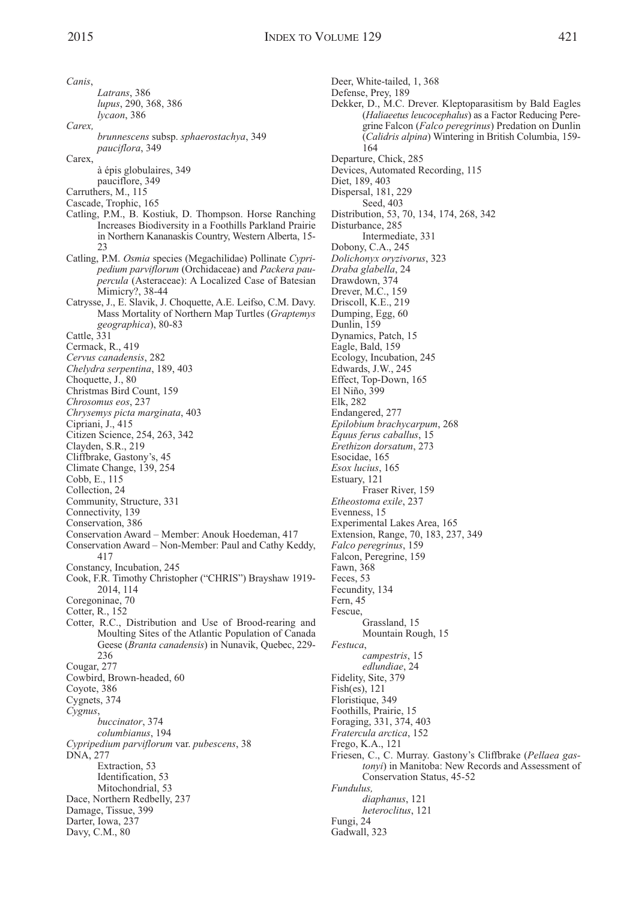*Canis*,
    *Latrans*, 386
    *lupus*, 290, 368, 386
    *lycaon*, 386
*Carex,*
    *brunnescens* subsp. *sphaerostachya*, 349
    *pauciflora*, 349
Carex,
    à épis globulaires, 349
    pauciflore, 349
Carruthers, M., 115
Cascade, Trophic, 165
Catling, P.M., B. Kostiuk, D. Thompson. Horse Ranching Increases Biodiversity in a Foothills Parkland Prairie in Northern Kananaskis Country, Western Alberta, 15-23
Catling, P.M. *Osmia* species (Megachilidae) Pollinate *Cypripedium parviflorum* (Orchidaceae) and *Packera paupercula* (Asteraceae): A Localized Case of Batesian Mimicry?, 38-44
Catrysse, J., E. Slavik, J. Choquette, A.E. Leifso, C.M. Davy. Mass Mortality of Northern Map Turtles (*Graptemys geographica*), 80-83
Cattle, 331
Cermack, R., 419
*Cervus canadensis*, 282
*Chelydra serpentina*, 189, 403
Choquette, J., 80
Christmas Bird Count, 159
*Chrosomus eos*, 237
*Chrysemys picta marginata*, 403
Cipriani, J., 415
Citizen Science, 254, 263, 342
Clayden, S.R., 219
Cliffbrake, Gastony's, 45
Climate Change, 139, 254
Cobb, E., 115
Collection, 24
Community, Structure, 331
Connectivity, 139
Conservation, 386
Conservation Award – Member: Anouk Hoedeman, 417
Conservation Award – Non-Member: Paul and Cathy Keddy, 417
Constancy, Incubation, 245
Cook, F.R. Timothy Christopher ("CHRIS") Brayshaw 1919-2014, 114
Coregoninae, 70
Cotter, R., 152
Cotter, R.C., Distribution and Use of Brood-rearing and Moulting Sites of the Atlantic Population of Canada Geese (*Branta canadensis*) in Nunavik, Quebec, 229-236
Cougar, 277
Cowbird, Brown-headed, 60
Coyote, 386
Cygnets, 374
*Cygnus*,
    *buccinator*, 374
    *columbianus*, 194
*Cypripedium parviflorum* var. *pubescens*, 38
DNA, 277
    Extraction, 53
    Identification, 53
    Mitochondrial, 53
Dace, Northern Redbelly, 237
Damage, Tissue, 399
Darter, Iowa, 237
Davy, C.M., 80
Deer, White-tailed, 1, 368
Defense, Prey, 189
Dekker, D., M.C. Drever. Kleptoparasitism by Bald Eagles (*Haliaeetus leucocephalus*) as a Factor Reducing Peregrine Falcon (*Falco peregrinus*) Predation on Dunlin (*Calidris alpina*) Wintering in British Columbia, 159-164
Departure, Chick, 285
Devices, Automated Recording, 115
Diet, 189, 403
Dispersal, 181, 229
    Seed, 403
Distribution, 53, 70, 134, 174, 268, 342
Disturbance, 285
    Intermediate, 331
Dobony, C.A., 245
*Dolichonyx oryzivorus*, 323
*Draba glabella*, 24
Drawdown, 374
Drever, M.C., 159
Driscoll, K.E., 219
Dumping, Egg, 60
Dunlin, 159
Dynamics, Patch, 15
Eagle, Bald, 159
Ecology, Incubation, 245
Edwards, J.W., 245
Effect, Top-Down, 165
El Niño, 399
Elk, 282
Endangered, 277
*Epilobium brachycarpum*, 268
*Equus ferus caballus*, 15
*Erethizon dorsatum*, 273
Esocidae, 165
*Esox lucius*, 165
Estuary, 121
    Fraser River, 159
*Etheostoma exile*, 237
Evenness, 15
Experimental Lakes Area, 165
Extension, Range, 70, 183, 237, 349
*Falco peregrinus*, 159
Falcon, Peregrine, 159
Fawn, 368
Feces, 53
Fecundity, 134
Fern, 45
Fescue,
    Grassland, 15
    Mountain Rough, 15
*Festuca*,
    *campestris*, 15
    *edlundiae*, 24
Fidelity, Site, 379
Fish(es), 121
Floristique, 349
Foothills, Prairie, 15
Foraging, 331, 374, 403
*Fratercula arctica*, 152
Frego, K.A., 121
Friesen, C., C. Murray. Gastony's Cliffbrake (*Pellaea gastonyi*) in Manitoba: New Records and Assessment of Conservation Status, 45-52
*Fundulus,*
    *diaphanus*, 121
    *heteroclitus*, 121
Fungi, 24
Gadwall, 323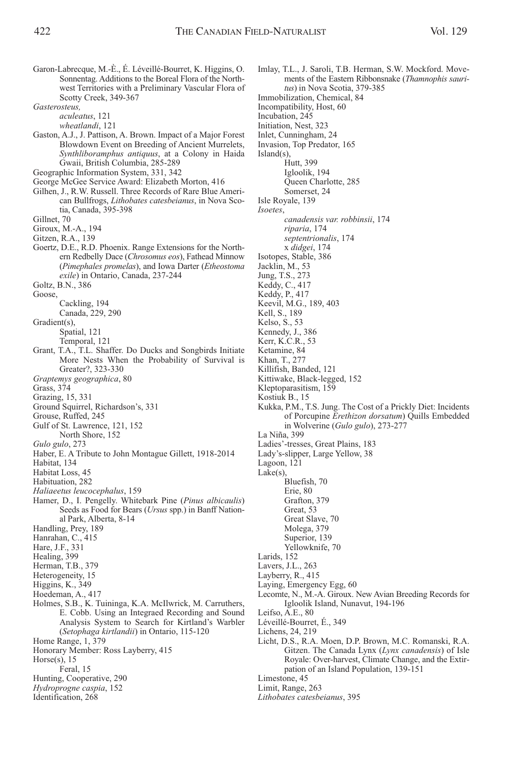Garon-Labrecque, M.-È., É. Léveillé-Bourret, K. Higgins, O. Sonnentag. Additions to the Boreal Flora of the Northwest Territories with a Preliminary Vascular Flora of Scotty Creek, 349-367

*Gasterosteus,*
- *aculeatus*, 121
- *wheatlandi*, 121

Gaston, A.J., J. Pattison, A. Brown. Impact of a Major Forest Blowdown Event on Breeding of Ancient Murrelets, *Synthliboramphus antiquus*, at a Colony in Haida Gwaii, British Columbia, 285-289

Geographic Information System, 331, 342

George McGee Service Award: Elizabeth Morton, 416

Gilhen, J., R.W. Russell. Three Records of Rare Blue American Bullfrogs, *Lithobates catesbeianus*, in Nova Scotia, Canada, 395-398

Gillnet, 70

Giroux, M.-A., 194

Gitzen, R.A., 139

Goertz, D.E., R.D. Phoenix. Range Extensions for the Northern Redbelly Dace (*Chrosomus eos*), Fathead Minnow (*Pimephales promelas*), and Iowa Darter (*Etheostoma exile*) in Ontario, Canada, 237-244

Goltz, B.N., 386

Goose,
- Cackling, 194
- Canada, 229, 290

Gradient(s),
- Spatial, 121
- Temporal, 121

Grant, T.A., T.L. Shaffer. Do Ducks and Songbirds Initiate More Nests When the Probability of Survival is Greater?, 323-330

*Graptemys geographica*, 80

Grass, 374

Grazing, 15, 331

Ground Squirrel, Richardson's, 331

Grouse, Ruffed, 245

Gulf of St. Lawrence, 121, 152
- North Shore, 152

*Gulo gulo*, 273

Haber, E. A Tribute to John Montague Gillett, 1918-2014

Habitat, 134

Habitat Loss, 45

Habituation, 282

*Haliaeetus leucocephalus*, 159

Hamer, D., I. Pengelly. Whitebark Pine (*Pinus albicaulis*) Seeds as Food for Bears (*Ursus* spp.) in Banff National Park, Alberta, 8-14

Handling, Prey, 189

Hanrahan, C., 415

Hare, J.F., 331

Healing, 399

Herman, T.B., 379

Heterogeneity, 15

Higgins, K., 349

Hoedeman, A., 417

Holmes, S.B., K. Tuininga, K.A. McIlwrick, M. Carruthers, E. Cobb. Using an Integraed Recording and Sound Analysis System to Search for Kirtland's Warbler (*Setophaga kirtlandii*) in Ontario, 115-120

Home Range, 1, 379

Honorary Member: Ross Layberry, 415

Horse(s), 15
- Feral, 15

Hunting, Cooperative, 290

*Hydroprogne caspia*, 152

Identification, 268

Imlay, T.L., J. Saroli, T.B. Herman, S.W. Mockford. Movements of the Eastern Ribbonsnake (*Thamnophis sauritus*) in Nova Scotia, 379-385

Immobilization, Chemical, 84

Incompatibility, Host, 60

Incubation, 245

Initiation, Nest, 323

Inlet, Cunningham, 24

Invasion, Top Predator, 165

Island(s),
- Hutt, 399
- Igloolik, 194
- Queen Charlotte, 285
- Somerset, 24

Isle Royale, 139

*Isoetes*,
- *canadensis var. robbinsii*, 174
- *riparia*, 174
- *septentrionalis*, 174
- x *didgei*, 174

Isotopes, Stable, 386

Jacklin, M., 53

Jung, T.S., 273

Keddy, C., 417

Keddy, P., 417

Keevil, M.G., 189, 403

Kell, S., 189

Kelso, S., 53

Kennedy, J., 386

Kerr, K.C.R., 53

Ketamine, 84

Khan, T., 277

Killifish, Banded, 121

Kittiwake, Black-legged, 152

Kleptoparasitism, 159

Kostiuk B., 15

Kukka, P.M., T.S. Jung. The Cost of a Prickly Diet: Incidents of Porcupine *Erethizon dorsatum*) Quills Embedded in Wolverine (*Gulo gulo*), 273-277

La Niña, 399

Ladies'-tresses, Great Plains, 183

Lady's-slipper, Large Yellow, 38

Lagoon, 121

Lake(s),
- Bluefish, 70
- Erie, 80
- Grafton, 379
- Great, 53
- Great Slave, 70
- Molega, 379
- Superior, 139
- Yellowknife, 70

Larids, 152

Lavers, J.L., 263

Layberry, R., 415

Laying, Emergency Egg, 60

Lecomte, N., M.-A. Giroux. New Avian Breeding Records for Igloolik Island, Nunavut, 194-196

Leifso, A.E., 80

Léveillé-Bourret, É., 349

Lichens, 24, 219

Licht, D.S., R.A. Moen, D.P. Brown, M.C. Romanski, R.A. Gitzen. The Canada Lynx (*Lynx canadensis*) of Isle Royale: Over-harvest, Climate Change, and the Extirpation of an Island Population, 139-151

Limestone, 45

Limit, Range, 263

*Lithobates catesbeianus*, 395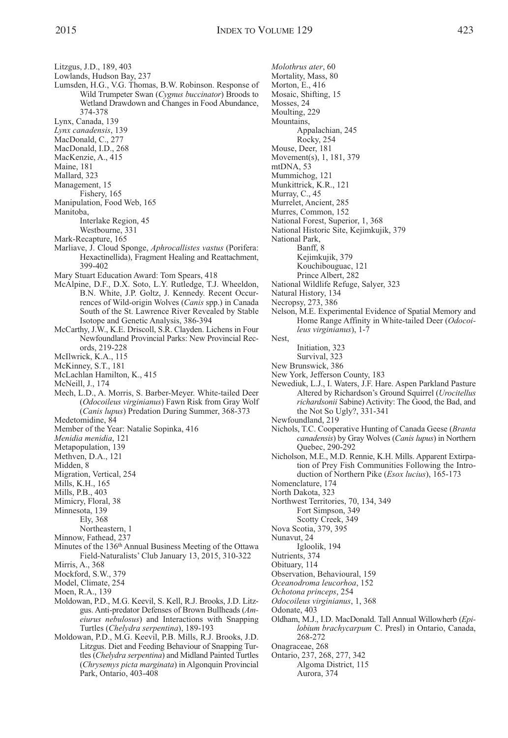Litzgus, J.D., 189, 403
Lowlands, Hudson Bay, 237
Lumsden, H.G., V.G. Thomas, B.W. Robinson. Response of Wild Trumpeter Swan (*Cygnus buccinator*) Broods to Wetland Drawdown and Changes in Food Abundance, 374-378
Lynx, Canada, 139
*Lynx canadensis*, 139
MacDonald, C., 277
MacDonald, I.D., 268
MacKenzie, A., 415
Maine, 181
Mallard, 323
Management, 15
    Fishery, 165
Manipulation, Food Web, 165
Manitoba,
    Interlake Region, 45
    Westbourne, 331
Mark-Recapture, 165
Marliave, J. Cloud Sponge, *Aphrocallistes vastus* (Porifera: Hexactinellida), Fragment Healing and Reattachment, 399-402
Mary Stuart Education Award: Tom Spears, 418
McAlpine, D.F., D.X. Soto, L.Y. Rutledge, T.J. Wheeldon, B.N. White, J.P. Goltz, J. Kennedy. Recent Occurrences of Wild-origin Wolves (*Canis* spp.) in Canada South of the St. Lawrence River Revealed by Stable Isotope and Genetic Analysis, 386-394
McCarthy, J.W., K.E. Driscoll, S.R. Clayden. Lichens in Four Newfoundland Provincial Parks: New Provincial Records, 219-228
McIlwrick, K.A., 115
McKinney, S.T., 181
McLachlan Hamilton, K., 415
McNeill, J., 174
Mech, L.D., A. Morris, S. Barber-Meyer. White-tailed Deer (*Odocoileus virginianus*) Fawn Risk from Gray Wolf (*Canis lupus*) Predation During Summer, 368-373
Medetomidine, 84
Member of the Year: Natalie Sopinka, 416
*Menidia menidia*, 121
Metapopulation, 139
Methven, D.A., 121
Midden, 8
Migration, Vertical, 254
Mills, K.H., 165
Mills, P.B., 403
Mimicry, Floral, 38
Minnesota, 139
    Ely, 368
    Northeastern, 1
Minnow, Fathead, 237
Minutes of the 136th Annual Business Meeting of the Ottawa Field-Naturalists' Club January 13, 2015, 310-322
Mirris, A., 368
Mockford, S.W., 379
Model, Climate, 254
Moen, R.A., 139
Moldowan, P.D., M.G. Keevil, S. Kell, R.J. Brooks, J.D. Litzgus. Anti-predator Defenses of Brown Bullheads (*Ameiurus nebulosus*) and Interactions with Snapping Turtles (*Chelydra serpentina*), 189-193
Moldowan, P.D., M.G. Keevil, P.B. Mills, R.J. Brooks, J.D. Litzgus. Diet and Feeding Behaviour of Snapping Turtles (*Chelydra serpentina*) and Midland Painted Turtles (*Chrysemys picta marginata*) in Algonquin Provincial Park, Ontario, 403-408
*Molothrus ater*, 60
Mortality, Mass, 80
Morton, E., 416
Mosaic, Shifting, 15
Mosses, 24
Moulting, 229
Mountains,
    Appalachian, 245
    Rocky, 254
Mouse, Deer, 181
Movement(s), 1, 181, 379
mtDNA, 53
Mummichog, 121
Munkittrick, K.R., 121
Murray, C., 45
Murrelet, Ancient, 285
Murres, Common, 152
National Forest, Superior, 1, 368
National Historic Site, Kejimkujik, 379
National Park,
    Banff, 8
    Kejimkujik, 379
    Kouchibouguac, 121
    Prince Albert, 282
National Wildlife Refuge, Salyer, 323
Natural History, 134
Necropsy, 273, 386
Nelson, M.E. Experimental Evidence of Spatial Memory and Home Range Affinity in White-tailed Deer (*Odocoileus virginianus*), 1-7
Nest,
    Initiation, 323
    Survival, 323
New Brunswick, 386
New York, Jefferson County, 183
Newediuk, L.J., I. Waters, J.F. Hare. Aspen Parkland Pasture Altered by Richardson's Ground Squirrel (*Urocitellus richardsonii* Sabine) Activity: The Good, the Bad, and the Not So Ugly?, 331-341
Newfoundland, 219
Nichols, T.C. Cooperative Hunting of Canada Geese (*Branta canadensis*) by Gray Wolves (*Canis lupus*) in Northern Quebec, 290-292
Nicholson, M.E., M.D. Rennie, K.H. Mills. Apparent Extirpation of Prey Fish Communities Following the Introduction of Northern Pike (*Esox lucius*), 165-173
Nomenclature, 174
North Dakota, 323
Northwest Territories, 70, 134, 349
    Fort Simpson, 349
    Scotty Creek, 349
Nova Scotia, 379, 395
Nunavut, 24
    Igloolik, 194
Nutrients, 374
Obituary, 114
Observation, Behavioural, 159
*Oceanodroma leucorhoa*, 152
*Ochotona princeps*, 254
*Odocoileus virginianus*, 1, 368
Odonate, 403
Oldham, M.J., I.D. MacDonald. Tall Annual Willowherb (*Epilobium brachycarpum* C. Presl) in Ontario, Canada, 268-272
Onagraceae, 268
Ontario, 237, 268, 277, 342
    Algoma District, 115
    Aurora, 374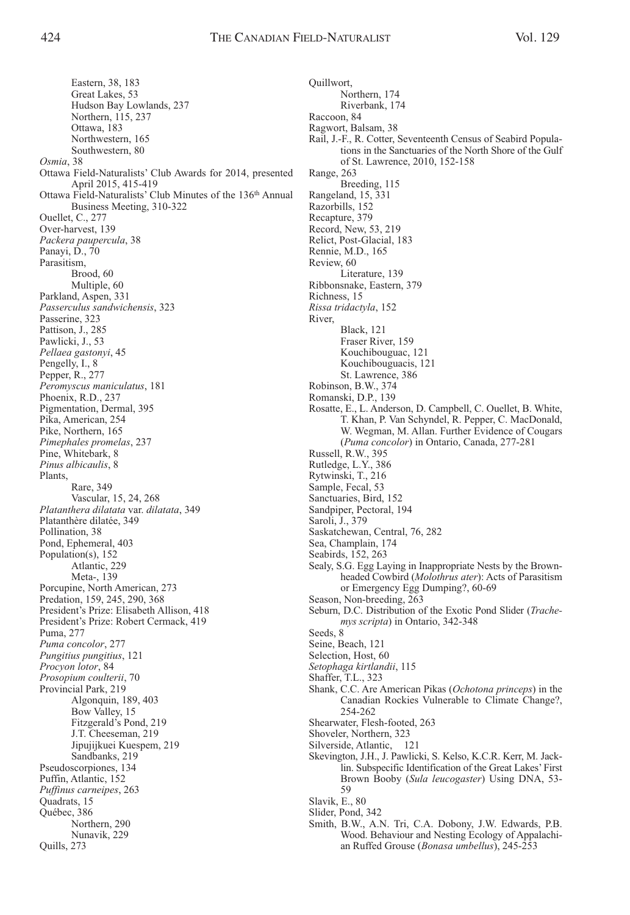Eastern, 38, 183
    Great Lakes, 53
    Hudson Bay Lowlands, 237
    Northern, 115, 237
    Ottawa, 183
    Northwestern, 165
    Southwestern, 80

*Osmia*, 38

Ottawa Field-Naturalists' Club Awards for 2014, presented April 2015, 415-419

Ottawa Field-Naturalists' Club Minutes of the 136th Annual Business Meeting, 310-322

Ouellet, C., 277

Over-harvest, 139

*Packera paupercula*, 38

Panayi, D., 70

Parasitism,
    Brood, 60
    Multiple, 60

Parkland, Aspen, 331

*Passerculus sandwichensis*, 323

Passerine, 323

Pattison, J., 285

Pawlicki, J., 53

*Pellaea gastonyi*, 45

Pengelly, I., 8

Pepper, R., 277

*Peromyscus maniculatus*, 181

Phoenix, R.D., 237

Pigmentation, Dermal, 395

Pika, American, 254

Pike, Northern, 165

*Pimephales promelas*, 237

Pine, Whitebark, 8

*Pinus albicaulis*, 8

Plants,
    Rare, 349
    Vascular, 15, 24, 268

*Platanthera dilatata* var. *dilatata*, 349

Platanthère dilatée, 349

Pollination, 38

Pond, Ephemeral, 403

Population(s), 152
    Atlantic, 229
    Meta-, 139

Porcupine, North American, 273

Predation, 159, 245, 290, 368

President's Prize: Elisabeth Allison, 418

President's Prize: Robert Cermack, 419

Puma, 277

*Puma concolor*, 277

*Pungitius pungitius*, 121

*Procyon lotor*, 84

*Prosopium coulterii*, 70

Provincial Park, 219
    Algonquin, 189, 403
    Bow Valley, 15
    Fitzgerald's Pond, 219
    J.T. Cheeseman, 219
    Jipujijkuei Kuespem, 219
    Sandbanks, 219

Pseudoscorpiones, 134

Puffin, Atlantic, 152

*Puffinus carneipes*, 263

Quadrats, 15

Québec, 386
    Northern, 290
    Nunavik, 229

Quills, 273

Quillwort,
    Northern, 174
    Riverbank, 174

Raccoon, 84

Ragwort, Balsam, 38

Rail, J.-F., R. Cotter, Seventeenth Census of Seabird Populations in the Sanctuaries of the North Shore of the Gulf of St. Lawrence, 2010, 152-158

Range, 263
    Breeding, 115

Rangeland, 15, 331

Razorbills, 152

Recapture, 379

Record, New, 53, 219

Relict, Post-Glacial, 183

Rennie, M.D., 165

Review, 60
    Literature, 139

Ribbonsnake, Eastern, 379

Richness, 15

*Rissa tridactyla*, 152

River,
    Black, 121
    Fraser River, 159
    Kouchibouguac, 121
    Kouchibouguacis, 121
    St. Lawrence, 386

Robinson, B.W., 374

Romanski, D.P., 139

Rosatte, E., L. Anderson, D. Campbell, C. Ouellet, B. White, T. Khan, P. Van Schyndel, R. Pepper, C. MacDonald, W. Wegman, M. Allan. Further Evidence of Cougars (*Puma concolor*) in Ontario, Canada, 277-281

Russell, R.W., 395

Rutledge, L.Y., 386

Rytwinski, T., 216

Sample, Fecal, 53

Sanctuaries, Bird, 152

Sandpiper, Pectoral, 194

Saroli, J., 379

Saskatchewan, Central, 76, 282

Sea, Champlain, 174

Seabirds, 152, 263

Sealy, S.G. Egg Laying in Inappropriate Nests by the Brown-headed Cowbird (*Molothrus ater*): Acts of Parasitism or Emergency Egg Dumping?, 60-69

Season, Non-breeding, 263

Seburn, D.C. Distribution of the Exotic Pond Slider (*Trachemys scripta*) in Ontario, 342-348

Seeds, 8

Seine, Beach, 121

Selection, Host, 60

*Setophaga kirtlandii*, 115

Shaffer, T.L., 323

Shank, C.C. Are American Pikas (*Ochotona princeps*) in the Canadian Rockies Vulnerable to Climate Change?, 254-262

Shearwater, Flesh-footed, 263

Shoveler, Northern, 323

Silverside, Atlantic, 121

Skevington, J.H., J. Pawlicki, S. Kelso, K.C.R. Kerr, M. Jacklin. Subspecific Identification of the Great Lakes' First Brown Booby (*Sula leucogaster*) Using DNA, 53-59

Slavik, E., 80

Slider, Pond, 342

Smith, B.W., A.N. Tri, C.A. Dobony, J.W. Edwards, P.B. Wood. Behaviour and Nesting Ecology of Appalachian Ruffed Grouse (*Bonasa umbellus*), 245-253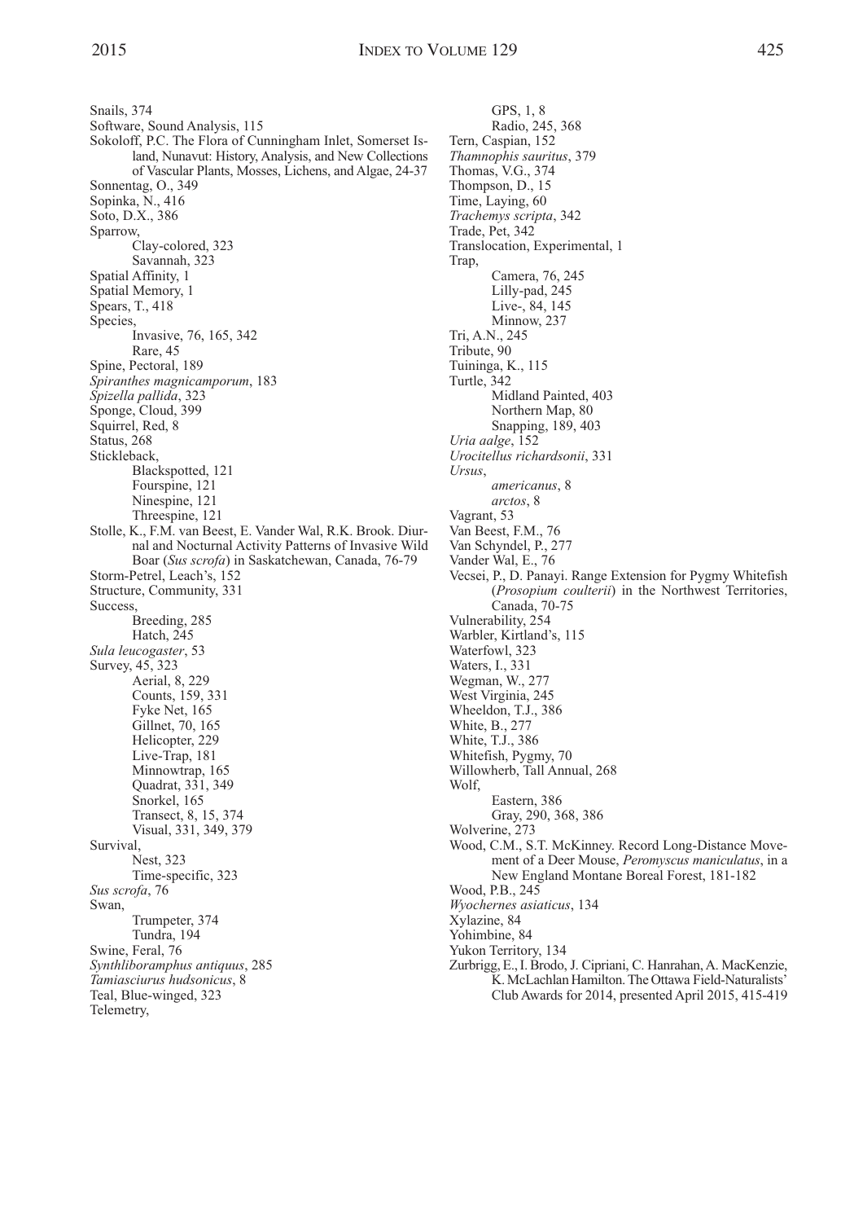Snails, 374
Software, Sound Analysis, 115
Sokoloff, P.C. The Flora of Cunningham Inlet, Somerset Island, Nunavut: History, Analysis, and New Collections of Vascular Plants, Mosses, Lichens, and Algae, 24-37
Sonnentag, O., 349
Sopinka, N., 416
Soto, D.X., 386
Sparrow,
    Clay-colored, 323
    Savannah, 323
Spatial Affinity, 1
Spatial Memory, 1
Spears, T., 418
Species,
    Invasive, 76, 165, 342
    Rare, 45
Spine, Pectoral, 189
*Spiranthes magnicamporum*, 183
*Spizella pallida*, 323
Sponge, Cloud, 399
Squirrel, Red, 8
Status, 268
Stickleback,
    Blackspotted, 121
    Fourspine, 121
    Ninespine, 121
    Threespine, 121
Stolle, K., F.M. van Beest, E. Vander Wal, R.K. Brook. Diurnal and Nocturnal Activity Patterns of Invasive Wild Boar (*Sus scrofa*) in Saskatchewan, Canada, 76-79
Storm-Petrel, Leach's, 152
Structure, Community, 331
Success,
    Breeding, 285
    Hatch, 245
*Sula leucogaster*, 53
Survey, 45, 323
    Aerial, 8, 229
    Counts, 159, 331
    Fyke Net, 165
    Gillnet, 70, 165
    Helicopter, 229
    Live-Trap, 181
    Minnowtrap, 165
    Quadrat, 331, 349
    Snorkel, 165
    Transect, 8, 15, 374
    Visual, 331, 349, 379
Survival,
    Nest, 323
    Time-specific, 323
*Sus scrofa*, 76
Swan,
    Trumpeter, 374
    Tundra, 194
Swine, Feral, 76
*Synthliboramphus antiquus*, 285
*Tamiasciurus hudsonicus*, 8
Teal, Blue-winged, 323
Telemetry,
    GPS, 1, 8
    Radio, 245, 368
Tern, Caspian, 152
*Thamnophis sauritus*, 379
Thomas, V.G., 374
Thompson, D., 15
Time, Laying, 60
*Trachemys scripta*, 342
Trade, Pet, 342
Translocation, Experimental, 1
Trap,
    Camera, 76, 245
    Lilly-pad, 245
    Live-, 84, 145
    Minnow, 237
Tri, A.N., 245
Tribute, 90
Tuininga, K., 115
Turtle, 342
    Midland Painted, 403
    Northern Map, 80
    Snapping, 189, 403
*Uria aalge*, 152
*Urocitellus richardsonii*, 331
*Ursus*,
    *americanus*, 8
    *arctos*, 8
Vagrant, 53
Van Beest, F.M., 76
Van Schyndel, P., 277
Vander Wal, E., 76
Vecsei, P., D. Panayi. Range Extension for Pygmy Whitefish (*Prosopium coulterii*) in the Northwest Territories, Canada, 70-75
Vulnerability, 254
Warbler, Kirtland's, 115
Waterfowl, 323
Waters, I., 331
Wegman, W., 277
West Virginia, 245
Wheeldon, T.J., 386
White, B., 277
White, T.J., 386
Whitefish, Pygmy, 70
Willowherb, Tall Annual, 268
Wolf,
    Eastern, 386
    Gray, 290, 368, 386
Wolverine, 273
Wood, C.M., S.T. McKinney. Record Long-Distance Movement of a Deer Mouse, *Peromyscus maniculatus*, in a New England Montane Boreal Forest, 181-182
Wood, P.B., 245
*Wyochernes asiaticus*, 134
Xylazine, 84
Yohimbine, 84
Yukon Territory, 134
Zurbrigg, E., I. Brodo, J. Cipriani, C. Hanrahan, A. MacKenzie, K. McLachlan Hamilton. The Ottawa Field-Naturalists' Club Awards for 2014, presented April 2015, 415-419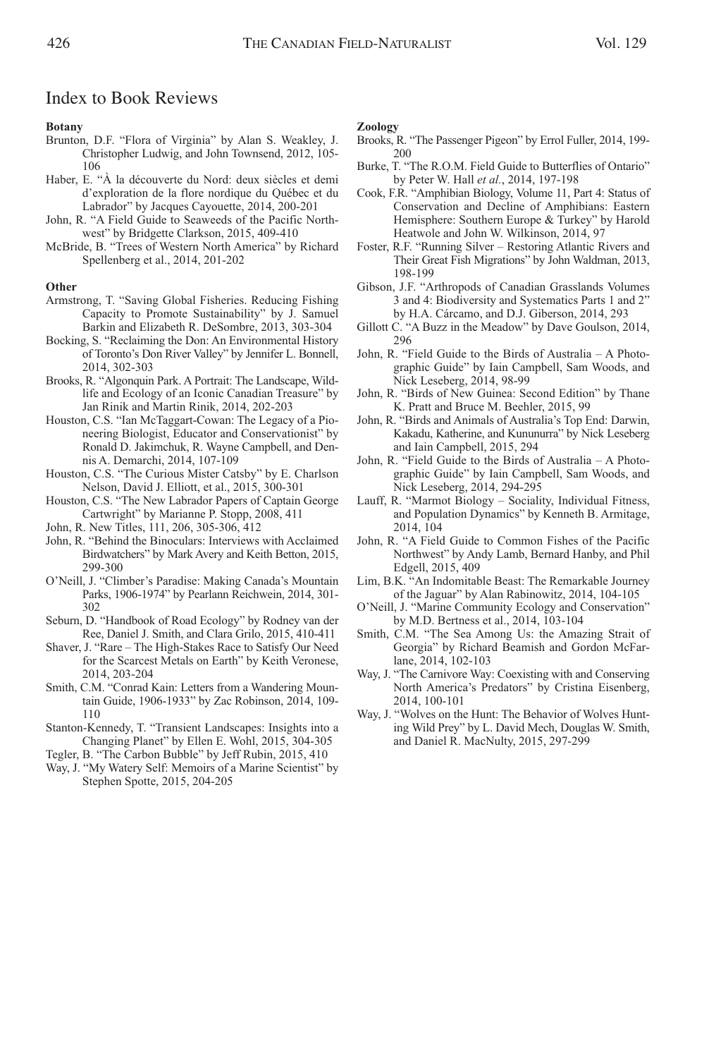# Index to Book Reviews

**Botany**

Brunton, D.F. "Flora of Virginia" by Alan S. Weakley, J. Christopher Ludwig, and John Townsend, 2012, 105-106

Haber, E. "À la découverte du Nord: deux siècles et demi d'exploration de la flore nordique du Québec et du Labrador" by Jacques Cayouette, 2014, 200-201

John, R. "A Field Guide to Seaweeds of the Pacific Northwest" by Bridgette Clarkson, 2015, 409-410

McBride, B. "Trees of Western North America" by Richard Spellenberg et al., 2014, 201-202

**Other**

Armstrong, T. "Saving Global Fisheries. Reducing Fishing Capacity to Promote Sustainability" by J. Samuel Barkin and Elizabeth R. DeSombre, 2013, 303-304

Bocking, S. "Reclaiming the Don: An Environmental History of Toronto's Don River Valley" by Jennifer L. Bonnell, 2014, 302-303

Brooks, R. "Algonquin Park. A Portrait: The Landscape, Wildlife and Ecology of an Iconic Canadian Treasure" by Jan Rinik and Martin Rinik, 2014, 202-203

Houston, C.S. "Ian McTaggart-Cowan: The Legacy of a Pioneering Biologist, Educator and Conservationist" by Ronald D. Jakimchuk, R. Wayne Campbell, and Dennis A. Demarchi, 2014, 107-109

Houston, C.S. "The Curious Mister Catsby" by E. Charlson Nelson, David J. Elliott, et al., 2015, 300-301

Houston, C.S. "The New Labrador Papers of Captain George Cartwright" by Marianne P. Stopp, 2008, 411

John, R. New Titles, 111, 206, 305-306, 412

John, R. "Behind the Binoculars: Interviews with Acclaimed Birdwatchers" by Mark Avery and Keith Betton, 2015, 299-300

O'Neill, J. "Climber's Paradise: Making Canada's Mountain Parks, 1906-1974" by Pearlann Reichwein, 2014, 301-302

Seburn, D. "Handbook of Road Ecology" by Rodney van der Ree, Daniel J. Smith, and Clara Grilo, 2015, 410-411

Shaver, J. "Rare – The High-Stakes Race to Satisfy Our Need for the Scarcest Metals on Earth" by Keith Veronese, 2014, 203-204

Smith, C.M. "Conrad Kain: Letters from a Wandering Mountain Guide, 1906-1933" by Zac Robinson, 2014, 109-110

Stanton-Kennedy, T. "Transient Landscapes: Insights into a Changing Planet" by Ellen E. Wohl, 2015, 304-305

Tegler, B. "The Carbon Bubble" by Jeff Rubin, 2015, 410

Way, J. "My Watery Self: Memoirs of a Marine Scientist" by Stephen Spotte, 2015, 204-205

**Zoology**

Brooks, R. "The Passenger Pigeon" by Errol Fuller, 2014, 199-200

Burke, T. "The R.O.M. Field Guide to Butterflies of Ontario" by Peter W. Hall *et al.*, 2014, 197-198

Cook, F.R. "Amphibian Biology, Volume 11, Part 4: Status of Conservation and Decline of Amphibians: Eastern Hemisphere: Southern Europe & Turkey" by Harold Heatwole and John W. Wilkinson, 2014, 97

Foster, R.F. "Running Silver – Restoring Atlantic Rivers and Their Great Fish Migrations" by John Waldman, 2013, 198-199

Gibson, J.F. "Arthropods of Canadian Grasslands Volumes 3 and 4: Biodiversity and Systematics Parts 1 and 2" by H.A. Cárcamo, and D.J. Giberson, 2014, 293

Gillott C. "A Buzz in the Meadow" by Dave Goulson, 2014, 296

John, R. "Field Guide to the Birds of Australia – A Photographic Guide" by Iain Campbell, Sam Woods, and Nick Leseberg, 2014, 98-99

John, R. "Birds of New Guinea: Second Edition" by Thane K. Pratt and Bruce M. Beehler, 2015, 99

John, R. "Birds and Animals of Australia's Top End: Darwin, Kakadu, Katherine, and Kununurra" by Nick Leseberg and Iain Campbell, 2015, 294

John, R. "Field Guide to the Birds of Australia – A Photographic Guide" by Iain Campbell, Sam Woods, and Nick Leseberg, 2014, 294-295

Lauff, R. "Marmot Biology – Sociality, Individual Fitness, and Population Dynamics" by Kenneth B. Armitage, 2014, 104

John, R. "A Field Guide to Common Fishes of the Pacific Northwest" by Andy Lamb, Bernard Hanby, and Phil Edgell, 2015, 409

Lim, B.K. "An Indomitable Beast: The Remarkable Journey of the Jaguar" by Alan Rabinowitz, 2014, 104-105

O'Neill, J. "Marine Community Ecology and Conservation" by M.D. Bertness et al., 2014, 103-104

Smith, C.M. "The Sea Among Us: the Amazing Strait of Georgia" by Richard Beamish and Gordon McFarlane, 2014, 102-103

Way, J. "The Carnivore Way: Coexisting with and Conserving North America's Predators" by Cristina Eisenberg, 2014, 100-101

Way, J. "Wolves on the Hunt: The Behavior of Wolves Hunting Wild Prey" by L. David Mech, Douglas W. Smith, and Daniel R. MacNulty, 2015, 297-299